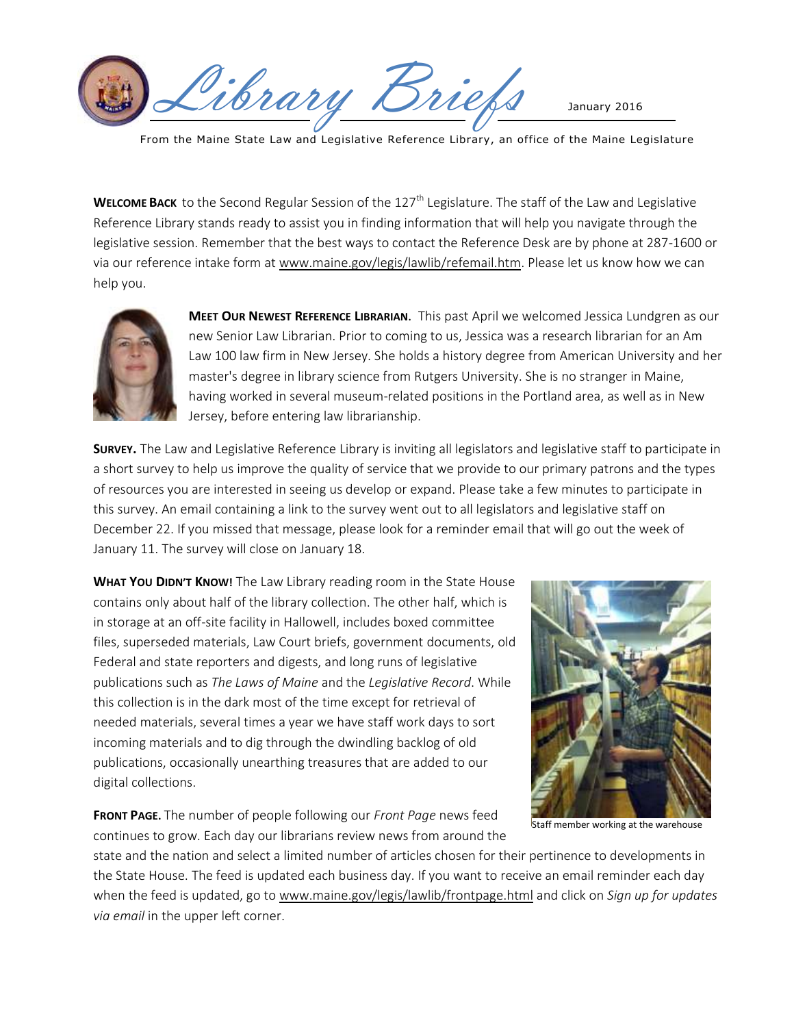# Library Briefs

January 2016

From the Maine State Law and Legislative Reference Library, an office of the Maine Legislature

**WELCOME BACK** to the Second Regular Session of the 127th Legislature. The staff of the Law and Legislative Reference Library stands ready to assist you in finding information that will help you navigate through the legislative session. Remember that the best ways to contact the Reference Desk are by phone at 287-1600 or via our reference intake form at www.maine.gov/legis/lawlib/refemail.htm. Please let us know how we can help you.

**MEET OUR NEWEST REFERENCE LIBRARIAN.** This past April we welcomed Jessica Lundgren as our new Senior Law Librarian. Prior to coming to us, Jessica was a research librarian for an Am Law 100 law firm in New Jersey. She holds a history degree from American University and her master's degree in library science from Rutgers University. She is no stranger in Maine, having worked in several museum-related positions in the Portland area, as well as in New Jersey, before entering law librarianship.

**SURVEY.** The Law and Legislative Reference Library is inviting all legislators and legislative staff to participate in a short survey to help us improve the quality of service that we provide to our primary patrons and the types of resources you are interested in seeing us develop or expand. Please take a few minutes to participate in this survey. An email containing a link to the survey went out to all legislators and legislative staff on December 22. If you missed that message, please look for a reminder email that will go out the week of January 11. The survey will close on January 18.

**WHAT YOU DIDN'T KNOW!** The Law Library reading room in the State House contains only about half of the library collection. The other half, which is in storage at an off-site facility in Hallowell, includes boxed committee files, superseded materials, Law Court briefs, government documents, old Federal and state reporters and digests, and long runs of legislative publications such as *The Laws of Maine* and the *Legislative Record*. While this collection is in the dark most of the time except for retrieval of needed materials, several times a year we have staff work days to sort incoming materials and to dig through the dwindling backlog of old publications, occasionally unearthing treasures that are added to our digital collections.

Staff member working at the warehouse

**FRONT PAGE.** The number of people following our *Front Page* news feed continues to grow. Each day our librarians review news from around the state and the nation and select a limited number of articles chosen for their pertinence to developments in the State House. The feed is updated each business day. If you want to receive an email reminder each day when the feed is updated, go to www.maine.gov/legis/lawlib/frontpage.html and click on *Sign up for updates via email* in the upper left corner.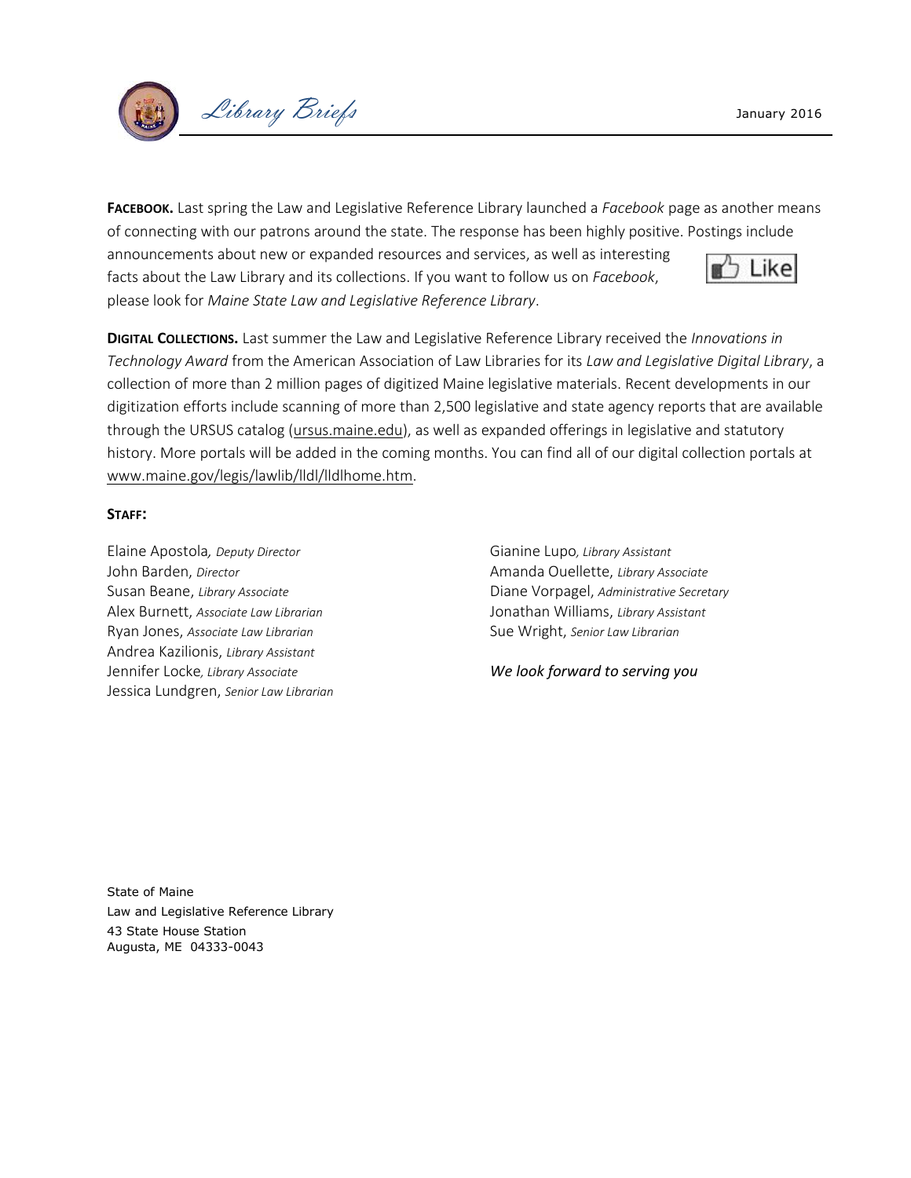**FACEBOOK.** Last spring the Law and Legislative Reference Library launched a *Facebook* page as another means of connecting with our patrons around the state. The response has been highly positive. Postings include announcements about new or expanded resources and services, as well as interesting facts about the Law Library and its collections. If you want to follow us on *Facebook*, please look for *Maine State Law and Legislative Reference Library*.

**DIGITAL COLLECTIONS.** Last summer the Law and Legislative Reference Library received the *Innovations in Technology Award* from the American Association of Law Libraries for its *Law and Legislative Digital Library*, a collection of more than 2 million pages of digitized Maine legislative materials. Recent developments in our digitization efforts include scanning of more than 2,500 legislative and state agency reports that are available through the URSUS catalog (ursus.maine.edu), as well as expanded offerings in legislative and statutory history. More portals will be added in the coming months. You can find all of our digital collection portals at www.maine.gov/legis/lawlib/lldl/lldlhome.htm.

**STAFF:**

Elaine Apostola, *Deputy Director*
John Barden, *Director*
Susan Beane, *Library Associate*
Alex Burnett, *Associate Law Librarian*
Ryan Jones, *Associate Law Librarian*
Andrea Kazilionis, *Library Assistant*
Jennifer Locke, *Library Associate*
Jessica Lundgren, *Senior Law Librarian*
Gianine Lupo, *Library Assistant*
Amanda Ouellette, *Library Associate*
Diane Vorpagel, *Administrative Secretary*
Jonathan Williams, *Library Assistant*
Sue Wright, *Senior Law Librarian*

*We look forward to serving you*

State of Maine
Law and Legislative Reference Library
43 State House Station
Augusta, ME 04333-0043